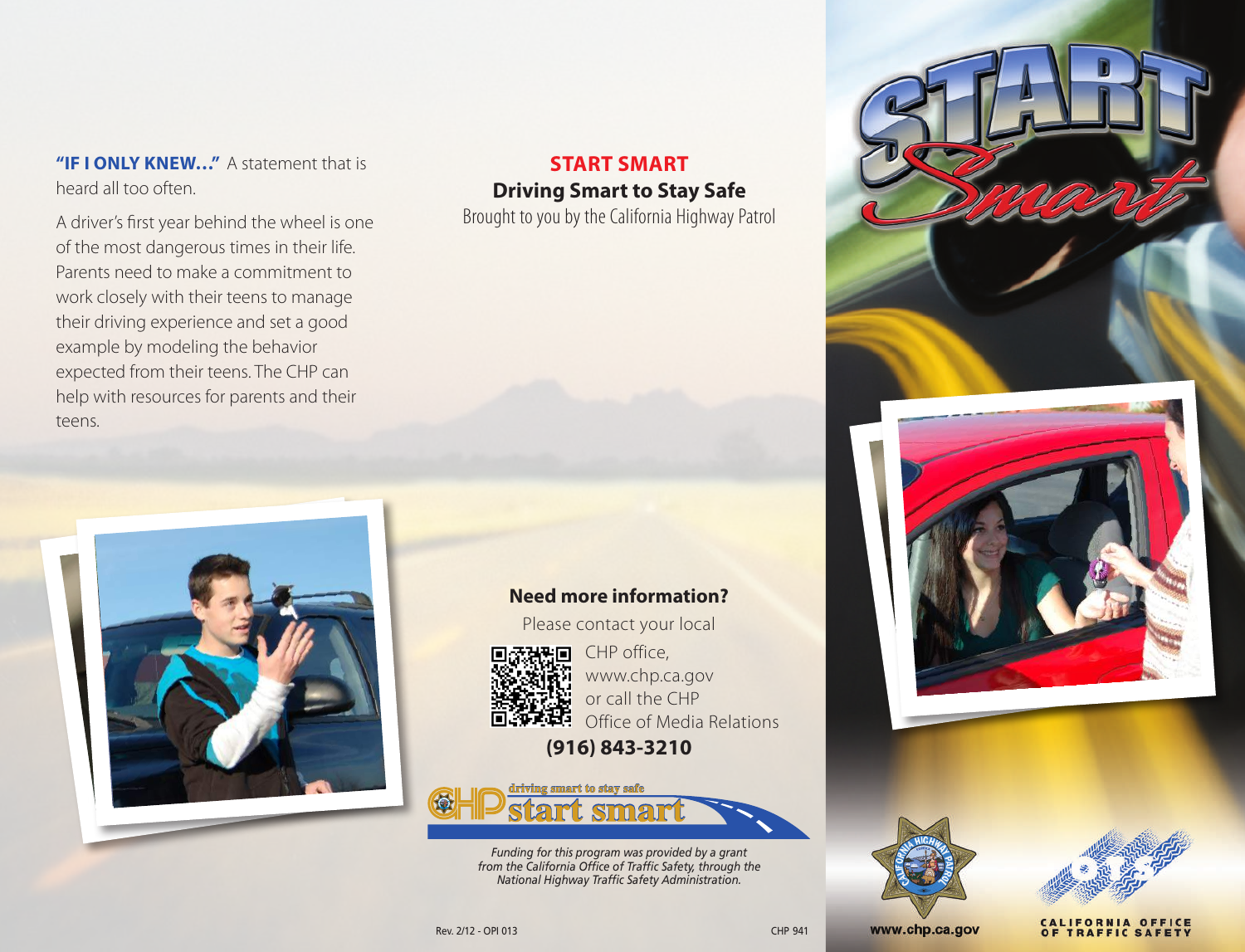**"IF I ONLY KNEW…"** A statement that is heard all too often.

A driver's first year behind the wheel is one of the most dangerous times in their life. Parents need to make a commitment to work closely with their teens to manage their driving experience and set a good example by modeling the behavior expected from their teens. The CHP can help with resources for parents and their teens.

## START SMART

### Driving Smart to Stay Safe

Brought to you by the California Highway Patrol

### Need more information?

Please contact your local CHP office, www.chp.ca.gov or call the CHP Office of Media Relations

**(916) 843-3210**

CHP driving smart to stay safe start smart

*Funding for this program was provided by a grant from the California Office of Traffic Safety, through the National Highway Traffic Safety Administration.*

Rev. 2/12 - OPI 013

CHP 941

# START Smart

www.chp.ca.gov

CALIFORNIA OFFICE OF TRAFFIC SAFETY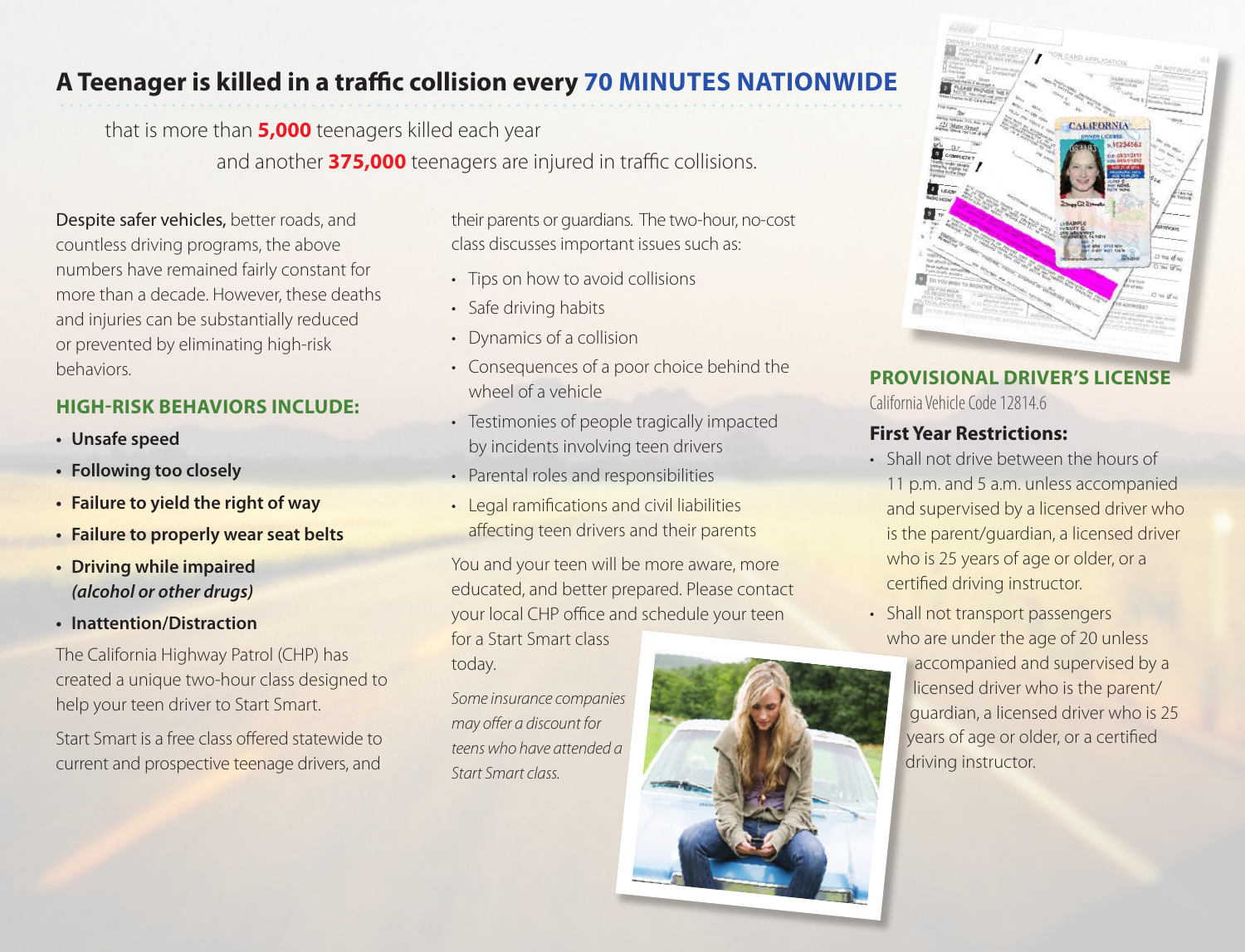## A Teenager is killed in a traffic collision every 70 MINUTES NATIONWIDE

that is more than **5,000** teenagers killed each year and another **375,000** teenagers are injured in traffic collisions.

Despite safer vehicles, better roads, and countless driving programs, the above numbers have remained fairly constant for more than a decade. However, these deaths and injuries can be substantially reduced or prevented by eliminating high-risk behaviors.

### HIGH-RISK BEHAVIORS INCLUDE:

- **Unsafe speed**
- **Following too closely**
- **Failure to yield the right of way**
- **Failure to properly wear seat belts**
- **Driving while impaired *(alcohol or other drugs)***
- **Inattention/Distraction**

The California Highway Patrol (CHP) has created a unique two-hour class designed to help your teen driver to Start Smart.

Start Smart is a free class offered statewide to current and prospective teenage drivers, and their parents or guardians. The two-hour, no-cost class discusses important issues such as:

- Tips on how to avoid collisions
- Safe driving habits
- Dynamics of a collision
- Consequences of a poor choice behind the wheel of a vehicle
- Testimonies of people tragically impacted by incidents involving teen drivers
- Parental roles and responsibilities
- Legal ramifications and civil liabilities affecting teen drivers and their parents

You and your teen will be more aware, more educated, and better prepared. Please contact your local CHP office and schedule your teen for a Start Smart class today.

*Some insurance companies may offer a discount for teens who have attended a Start Smart class.*

### PROVISIONAL DRIVER'S LICENSE

California Vehicle Code 12814.6

**First Year Restrictions:**

- Shall not drive between the hours of 11 p.m. and 5 a.m. unless accompanied and supervised by a licensed driver who is the parent/guardian, a licensed driver who is 25 years of age or older, or a certified driving instructor.
- Shall not transport passengers who are under the age of 20 unless accompanied and supervised by a licensed driver who is the parent/guardian, a licensed driver who is 25 years of age or older, or a certified driving instructor.